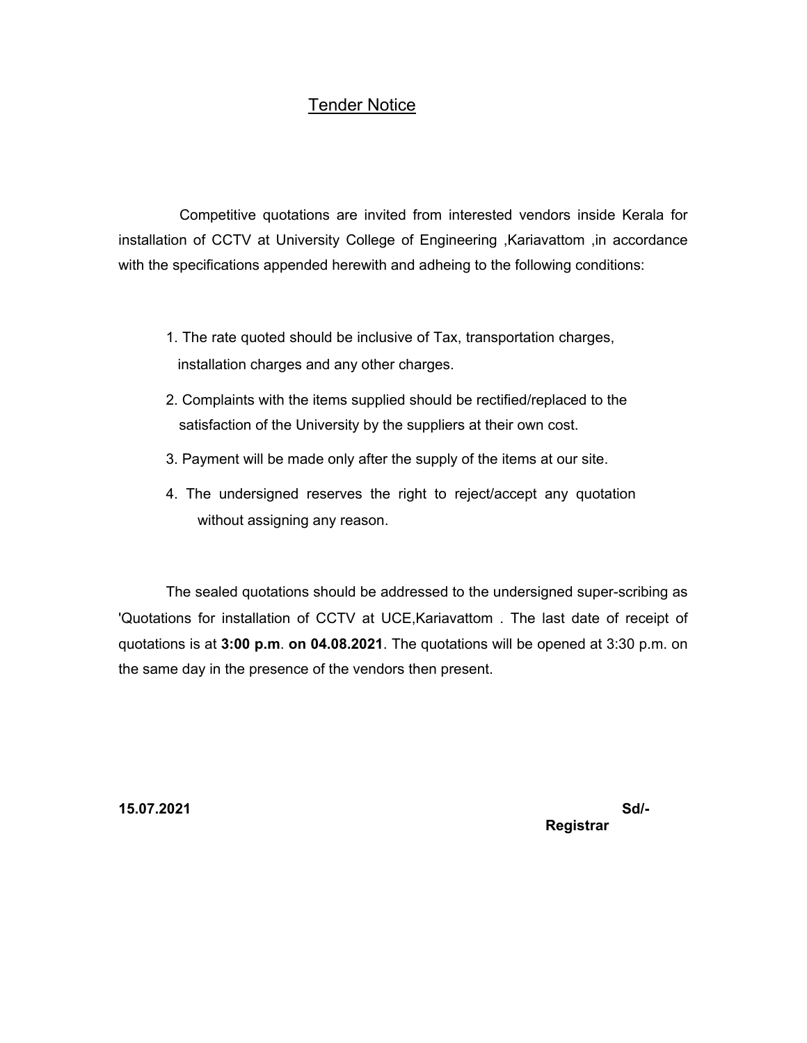# Tender Notice

Competitive quotations are invited from interested vendors inside Kerala for installation of CCTV at University College of Engineering ,Kariavattom ,in accordance with the specifications appended herewith and adheing to the following conditions:

1. The rate quoted should be inclusive of Tax, transportation charges, installation charges and any other charges.
2. Complaints with the items supplied should be rectified/replaced to the satisfaction of the University by the suppliers at their own cost.
3. Payment will be made only after the supply of the items at our site.
4. The undersigned reserves the right to reject/accept any quotation without assigning any reason.

The sealed quotations should be addressed to the undersigned super-scribing as 'Quotations for installation of CCTV at UCE,Kariavattom . The last date of receipt of quotations is at **3:00 p.m**. **on 04.08.2021**. The quotations will be opened at 3:30 p.m. on the same day in the presence of the vendors then present.

**15.07.2021**

**Sd/-**
**Registrar**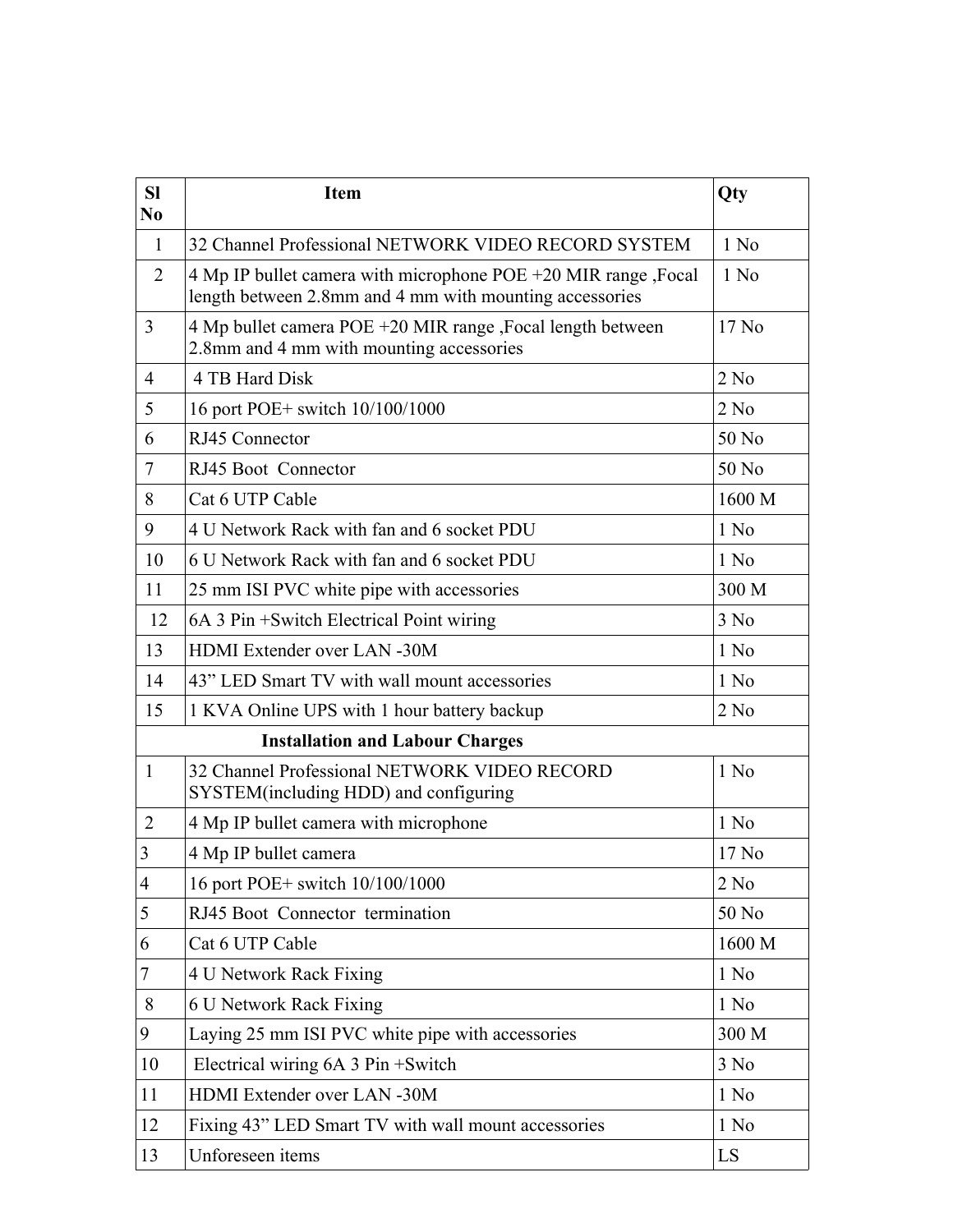| Sl No | Item | Qty |
|---|---|---|
| 1 | 32 Channel Professional NETWORK VIDEO RECORD SYSTEM | 1 No |
| 2 | 4 Mp IP bullet camera with microphone POE +20 MIR range ,Focal length between 2.8mm and 4 mm with mounting accessories | 1 No |
| 3 | 4 Mp bullet camera POE +20 MIR range ,Focal length between 2.8mm and 4 mm with mounting accessories | 17 No |
| 4 | 4 TB Hard Disk | 2 No |
| 5 | 16 port POE+ switch 10/100/1000 | 2 No |
| 6 | RJ45 Connector | 50 No |
| 7 | RJ45 Boot Connector | 50 No |
| 8 | Cat 6 UTP Cable | 1600 M |
| 9 | 4 U Network Rack with fan and 6 socket PDU | 1 No |
| 10 | 6 U Network Rack with fan and 6 socket PDU | 1 No |
| 11 | 25 mm ISI PVC white pipe with accessories | 300 M |
| 12 | 6A 3 Pin +Switch Electrical Point wiring | 3 No |
| 13 | HDMI Extender over LAN -30M | 1 No |
| 14 | 43" LED Smart TV with wall mount accessories | 1 No |
| 15 | 1 KVA Online UPS with 1 hour battery backup | 2 No |
| | **Installation and Labour Charges** | |
| 1 | 32 Channel Professional NETWORK VIDEO RECORD SYSTEM(including HDD) and configuring | 1 No |
| 2 | 4 Mp IP bullet camera with microphone | 1 No |
| 3 | 4 Mp IP bullet camera | 17 No |
| 4 | 16 port POE+ switch 10/100/1000 | 2 No |
| 5 | RJ45 Boot Connector termination | 50 No |
| 6 | Cat 6 UTP Cable | 1600 M |
| 7 | 4 U Network Rack Fixing | 1 No |
| 8 | 6 U Network Rack Fixing | 1 No |
| 9 | Laying 25 mm ISI PVC white pipe with accessories | 300 M |
| 10 | Electrical wiring 6A 3 Pin +Switch | 3 No |
| 11 | HDMI Extender over LAN -30M | 1 No |
| 12 | Fixing 43" LED Smart TV with wall mount accessories | 1 No |
| 13 | Unforeseen items | LS |